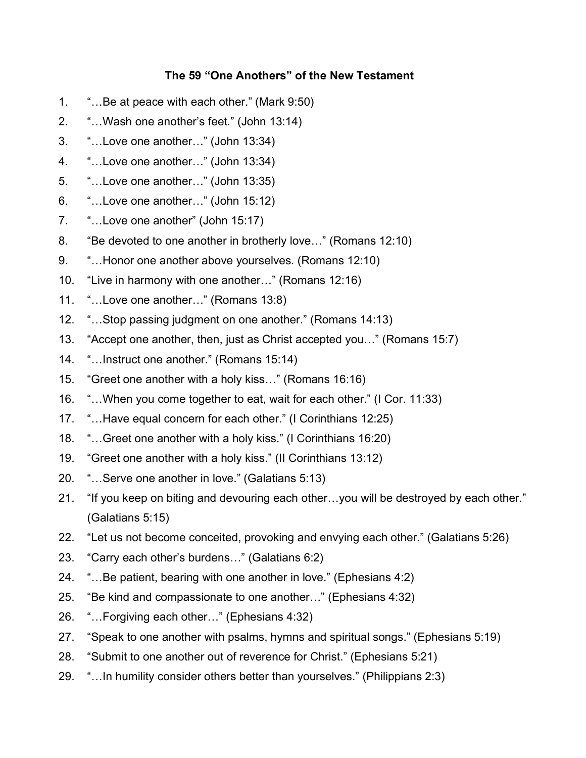# The 59 "One Anothers" of the New Testament

1. "…Be at peace with each other." (Mark 9:50)
2. "…Wash one another's feet." (John 13:14)
3. "…Love one another…" (John 13:34)
4. "…Love one another…" (John 13:34)
5. "…Love one another…" (John 13:35)
6. "…Love one another…" (John 15:12)
7. "…Love one another" (John 15:17)
8. "Be devoted to one another in brotherly love…" (Romans 12:10)
9. "…Honor one another above yourselves. (Romans 12:10)
10. "Live in harmony with one another…" (Romans 12:16)
11. "…Love one another…" (Romans 13:8)
12. "…Stop passing judgment on one another." (Romans 14:13)
13. "Accept one another, then, just as Christ accepted you…" (Romans 15:7)
14. "…Instruct one another." (Romans 15:14)
15. "Greet one another with a holy kiss…" (Romans 16:16)
16. "…When you come together to eat, wait for each other." (I Cor. 11:33)
17. "…Have equal concern for each other." (I Corinthians 12:25)
18. "…Greet one another with a holy kiss." (I Corinthians 16:20)
19. "Greet one another with a holy kiss." (II Corinthians 13:12)
20. "…Serve one another in love." (Galatians 5:13)
21. "If you keep on biting and devouring each other…you will be destroyed by each other." (Galatians 5:15)
22. "Let us not become conceited, provoking and envying each other." (Galatians 5:26)
23. "Carry each other's burdens…" (Galatians 6:2)
24. "…Be patient, bearing with one another in love." (Ephesians 4:2)
25. "Be kind and compassionate to one another…" (Ephesians 4:32)
26. "…Forgiving each other…" (Ephesians 4:32)
27. "Speak to one another with psalms, hymns and spiritual songs." (Ephesians 5:19)
28. "Submit to one another out of reverence for Christ." (Ephesians 5:21)
29. "…In humility consider others better than yourselves." (Philippians 2:3)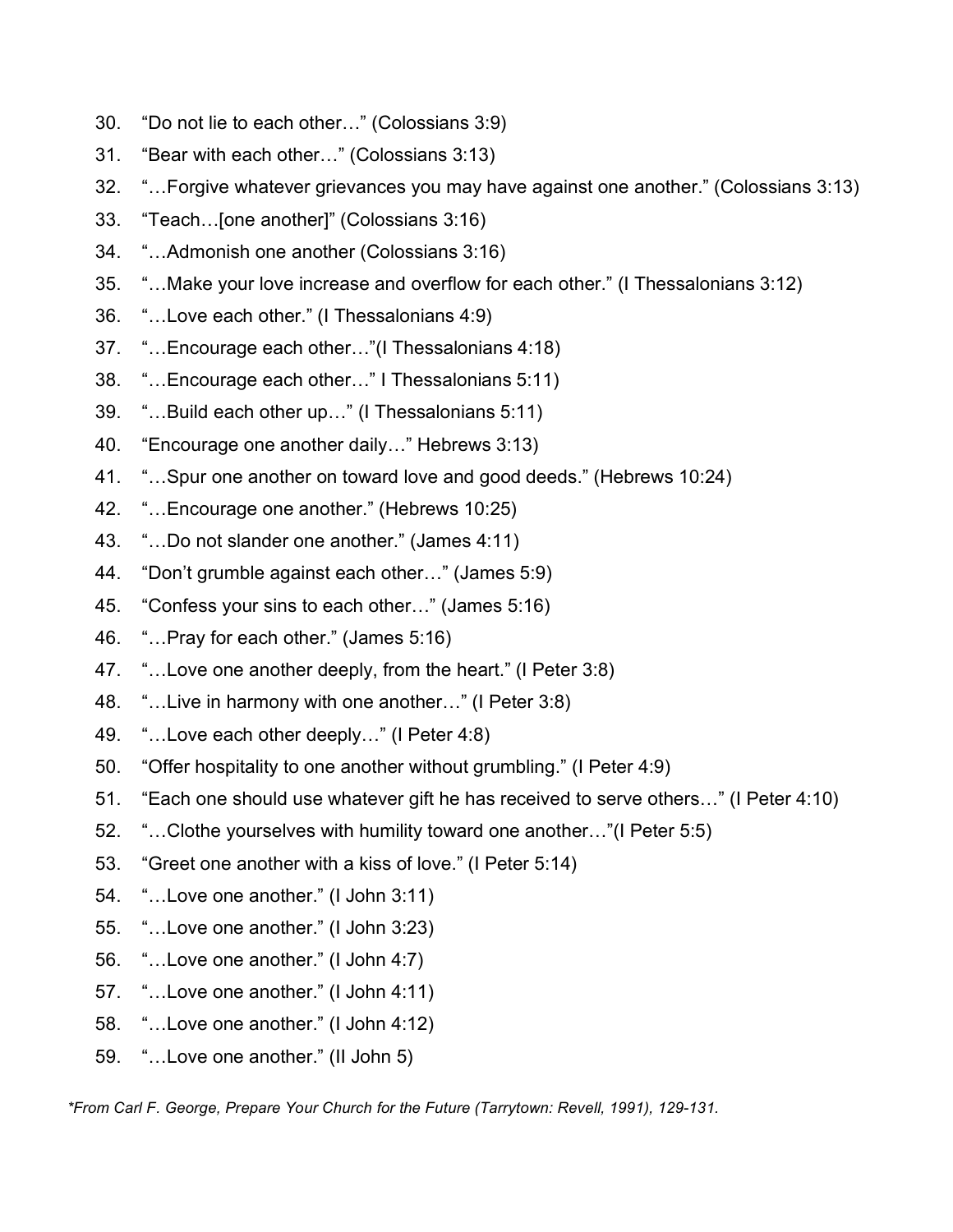30. "Do not lie to each other…" (Colossians 3:9)
31. "Bear with each other…" (Colossians 3:13)
32. "…Forgive whatever grievances you may have against one another." (Colossians 3:13)
33. "Teach…[one another]" (Colossians 3:16)
34. "…Admonish one another (Colossians 3:16)
35. "…Make your love increase and overflow for each other." (I Thessalonians 3:12)
36. "…Love each other." (I Thessalonians 4:9)
37. "…Encourage each other…"(I Thessalonians 4:18)
38. "…Encourage each other…" I Thessalonians 5:11)
39. "…Build each other up…" (I Thessalonians 5:11)
40. "Encourage one another daily…" Hebrews 3:13)
41. "…Spur one another on toward love and good deeds." (Hebrews 10:24)
42. "…Encourage one another." (Hebrews 10:25)
43. "…Do not slander one another." (James 4:11)
44. "Don't grumble against each other…" (James 5:9)
45. "Confess your sins to each other…" (James 5:16)
46. "…Pray for each other." (James 5:16)
47. "…Love one another deeply, from the heart." (I Peter 3:8)
48. "…Live in harmony with one another…" (I Peter 3:8)
49. "…Love each other deeply…" (I Peter 4:8)
50. "Offer hospitality to one another without grumbling." (I Peter 4:9)
51. "Each one should use whatever gift he has received to serve others…" (I Peter 4:10)
52. "…Clothe yourselves with humility toward one another…"(I Peter 5:5)
53. "Greet one another with a kiss of love." (I Peter 5:14)
54. "…Love one another." (I John 3:11)
55. "…Love one another." (I John 3:23)
56. "…Love one another." (I John 4:7)
57. "…Love one another." (I John 4:11)
58. "…Love one another." (I John 4:12)
59. "…Love one another." (II John 5)

*\*From Carl F. George, Prepare Your Church for the Future (Tarrytown: Revell, 1991), 129-131.*